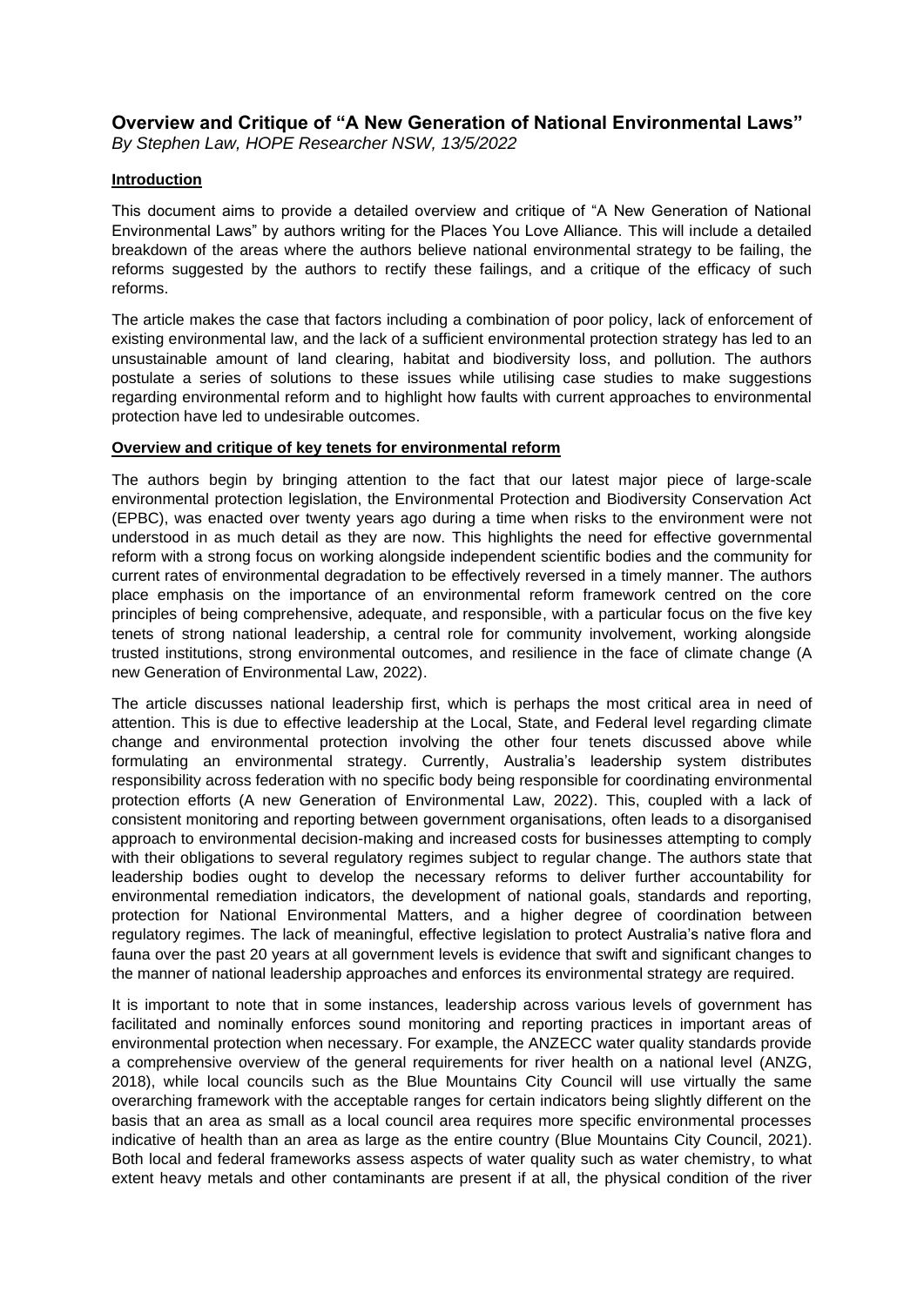# Overview and Critique of "A New Generation of National Environmental Laws"

*By Stephen Law, HOPE Researcher NSW, 13/5/2022*

**Introduction**

This document aims to provide a detailed overview and critique of "A New Generation of National Environmental Laws" by authors writing for the Places You Love Alliance. This will include a detailed breakdown of the areas where the authors believe national environmental strategy to be failing, the reforms suggested by the authors to rectify these failings, and a critique of the efficacy of such reforms.

The article makes the case that factors including a combination of poor policy, lack of enforcement of existing environmental law, and the lack of a sufficient environmental protection strategy has led to an unsustainable amount of land clearing, habitat and biodiversity loss, and pollution. The authors postulate a series of solutions to these issues while utilising case studies to make suggestions regarding environmental reform and to highlight how faults with current approaches to environmental protection have led to undesirable outcomes.

**Overview and critique of key tenets for environmental reform**

The authors begin by bringing attention to the fact that our latest major piece of large-scale environmental protection legislation, the Environmental Protection and Biodiversity Conservation Act (EPBC), was enacted over twenty years ago during a time when risks to the environment were not understood in as much detail as they are now. This highlights the need for effective governmental reform with a strong focus on working alongside independent scientific bodies and the community for current rates of environmental degradation to be effectively reversed in a timely manner. The authors place emphasis on the importance of an environmental reform framework centred on the core principles of being comprehensive, adequate, and responsible, with a particular focus on the five key tenets of strong national leadership, a central role for community involvement, working alongside trusted institutions, strong environmental outcomes, and resilience in the face of climate change (A new Generation of Environmental Law, 2022).

The article discusses national leadership first, which is perhaps the most critical area in need of attention. This is due to effective leadership at the Local, State, and Federal level regarding climate change and environmental protection involving the other four tenets discussed above while formulating an environmental strategy. Currently, Australia's leadership system distributes responsibility across federation with no specific body being responsible for coordinating environmental protection efforts (A new Generation of Environmental Law, 2022). This, coupled with a lack of consistent monitoring and reporting between government organisations, often leads to a disorganised approach to environmental decision-making and increased costs for businesses attempting to comply with their obligations to several regulatory regimes subject to regular change. The authors state that leadership bodies ought to develop the necessary reforms to deliver further accountability for environmental remediation indicators, the development of national goals, standards and reporting, protection for National Environmental Matters, and a higher degree of coordination between regulatory regimes. The lack of meaningful, effective legislation to protect Australia's native flora and fauna over the past 20 years at all government levels is evidence that swift and significant changes to the manner of national leadership approaches and enforces its environmental strategy are required.

It is important to note that in some instances, leadership across various levels of government has facilitated and nominally enforces sound monitoring and reporting practices in important areas of environmental protection when necessary. For example, the ANZECC water quality standards provide a comprehensive overview of the general requirements for river health on a national level (ANZG, 2018), while local councils such as the Blue Mountains City Council will use virtually the same overarching framework with the acceptable ranges for certain indicators being slightly different on the basis that an area as small as a local council area requires more specific environmental processes indicative of health than an area as large as the entire country (Blue Mountains City Council, 2021). Both local and federal frameworks assess aspects of water quality such as water chemistry, to what extent heavy metals and other contaminants are present if at all, the physical condition of the river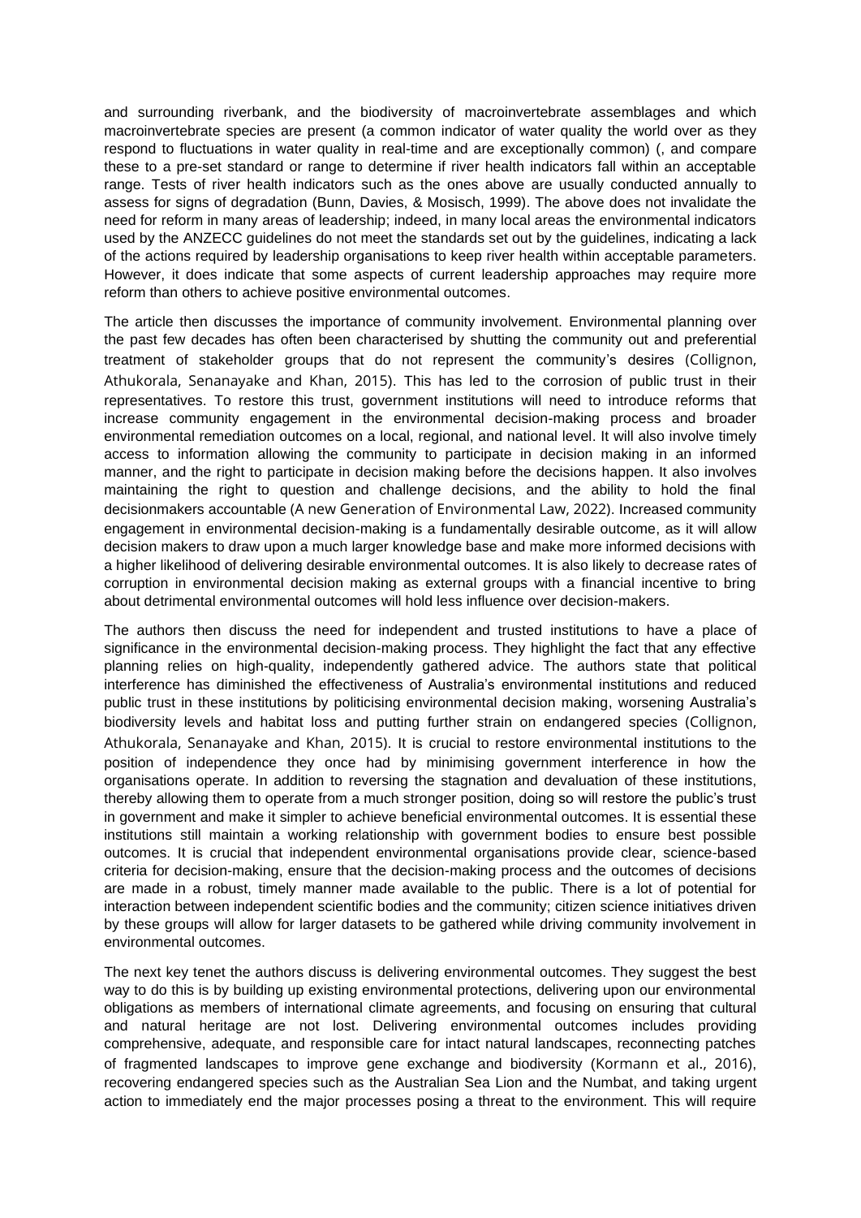and surrounding riverbank, and the biodiversity of macroinvertebrate assemblages and which macroinvertebrate species are present (a common indicator of water quality the world over as they respond to fluctuations in water quality in real-time and are exceptionally common) (, and compare these to a pre-set standard or range to determine if river health indicators fall within an acceptable range. Tests of river health indicators such as the ones above are usually conducted annually to assess for signs of degradation (Bunn, Davies, & Mosisch, 1999). The above does not invalidate the need for reform in many areas of leadership; indeed, in many local areas the environmental indicators used by the ANZECC guidelines do not meet the standards set out by the guidelines, indicating a lack of the actions required by leadership organisations to keep river health within acceptable parameters. However, it does indicate that some aspects of current leadership approaches may require more reform than others to achieve positive environmental outcomes.

The article then discusses the importance of community involvement. Environmental planning over the past few decades has often been characterised by shutting the community out and preferential treatment of stakeholder groups that do not represent the community's desires (Collignon, Athukorala, Senanayake and Khan, 2015). This has led to the corrosion of public trust in their representatives. To restore this trust, government institutions will need to introduce reforms that increase community engagement in the environmental decision-making process and broader environmental remediation outcomes on a local, regional, and national level. It will also involve timely access to information allowing the community to participate in decision making in an informed manner, and the right to participate in decision making before the decisions happen. It also involves maintaining the right to question and challenge decisions, and the ability to hold the final decisionmakers accountable (A new Generation of Environmental Law, 2022). Increased community engagement in environmental decision-making is a fundamentally desirable outcome, as it will allow decision makers to draw upon a much larger knowledge base and make more informed decisions with a higher likelihood of delivering desirable environmental outcomes. It is also likely to decrease rates of corruption in environmental decision making as external groups with a financial incentive to bring about detrimental environmental outcomes will hold less influence over decision-makers.

The authors then discuss the need for independent and trusted institutions to have a place of significance in the environmental decision-making process. They highlight the fact that any effective planning relies on high-quality, independently gathered advice. The authors state that political interference has diminished the effectiveness of Australia's environmental institutions and reduced public trust in these institutions by politicising environmental decision making, worsening Australia's biodiversity levels and habitat loss and putting further strain on endangered species (Collignon, Athukorala, Senanayake and Khan, 2015). It is crucial to restore environmental institutions to the position of independence they once had by minimising government interference in how the organisations operate. In addition to reversing the stagnation and devaluation of these institutions, thereby allowing them to operate from a much stronger position, doing so will restore the public's trust in government and make it simpler to achieve beneficial environmental outcomes. It is essential these institutions still maintain a working relationship with government bodies to ensure best possible outcomes. It is crucial that independent environmental organisations provide clear, science-based criteria for decision-making, ensure that the decision-making process and the outcomes of decisions are made in a robust, timely manner made available to the public. There is a lot of potential for interaction between independent scientific bodies and the community; citizen science initiatives driven by these groups will allow for larger datasets to be gathered while driving community involvement in environmental outcomes.

The next key tenet the authors discuss is delivering environmental outcomes. They suggest the best way to do this is by building up existing environmental protections, delivering upon our environmental obligations as members of international climate agreements, and focusing on ensuring that cultural and natural heritage are not lost. Delivering environmental outcomes includes providing comprehensive, adequate, and responsible care for intact natural landscapes, reconnecting patches of fragmented landscapes to improve gene exchange and biodiversity (Kormann et al., 2016), recovering endangered species such as the Australian Sea Lion and the Numbat, and taking urgent action to immediately end the major processes posing a threat to the environment. This will require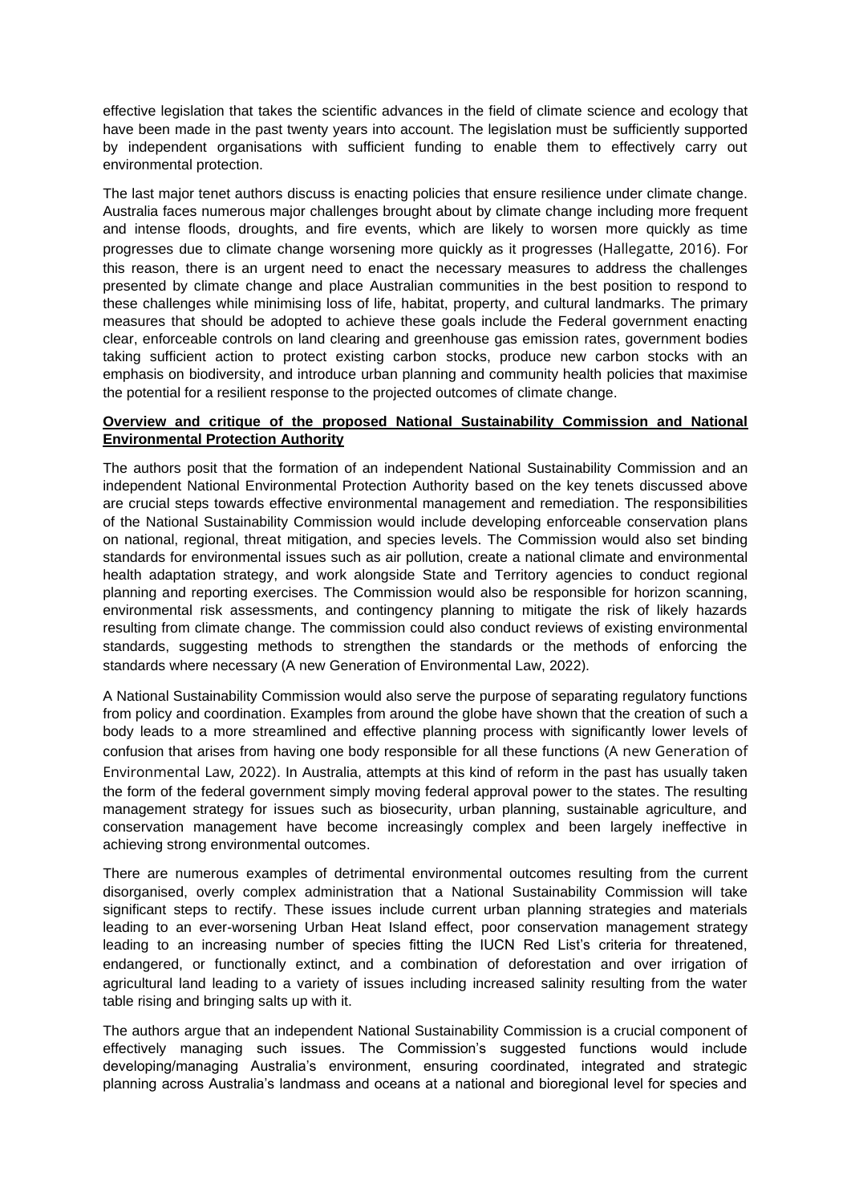effective legislation that takes the scientific advances in the field of climate science and ecology that have been made in the past twenty years into account. The legislation must be sufficiently supported by independent organisations with sufficient funding to enable them to effectively carry out environmental protection.

The last major tenet authors discuss is enacting policies that ensure resilience under climate change. Australia faces numerous major challenges brought about by climate change including more frequent and intense floods, droughts, and fire events, which are likely to worsen more quickly as time progresses due to climate change worsening more quickly as it progresses (Hallegatte, 2016). For this reason, there is an urgent need to enact the necessary measures to address the challenges presented by climate change and place Australian communities in the best position to respond to these challenges while minimising loss of life, habitat, property, and cultural landmarks. The primary measures that should be adopted to achieve these goals include the Federal government enacting clear, enforceable controls on land clearing and greenhouse gas emission rates, government bodies taking sufficient action to protect existing carbon stocks, produce new carbon stocks with an emphasis on biodiversity, and introduce urban planning and community health policies that maximise the potential for a resilient response to the projected outcomes of climate change.

**Overview and critique of the proposed National Sustainability Commission and National Environmental Protection Authority**

The authors posit that the formation of an independent National Sustainability Commission and an independent National Environmental Protection Authority based on the key tenets discussed above are crucial steps towards effective environmental management and remediation. The responsibilities of the National Sustainability Commission would include developing enforceable conservation plans on national, regional, threat mitigation, and species levels. The Commission would also set binding standards for environmental issues such as air pollution, create a national climate and environmental health adaptation strategy, and work alongside State and Territory agencies to conduct regional planning and reporting exercises. The Commission would also be responsible for horizon scanning, environmental risk assessments, and contingency planning to mitigate the risk of likely hazards resulting from climate change. The commission could also conduct reviews of existing environmental standards, suggesting methods to strengthen the standards or the methods of enforcing the standards where necessary (A new Generation of Environmental Law, 2022).

A National Sustainability Commission would also serve the purpose of separating regulatory functions from policy and coordination. Examples from around the globe have shown that the creation of such a body leads to a more streamlined and effective planning process with significantly lower levels of confusion that arises from having one body responsible for all these functions (A new Generation of Environmental Law, 2022). In Australia, attempts at this kind of reform in the past has usually taken the form of the federal government simply moving federal approval power to the states. The resulting management strategy for issues such as biosecurity, urban planning, sustainable agriculture, and conservation management have become increasingly complex and been largely ineffective in achieving strong environmental outcomes.

There are numerous examples of detrimental environmental outcomes resulting from the current disorganised, overly complex administration that a National Sustainability Commission will take significant steps to rectify. These issues include current urban planning strategies and materials leading to an ever-worsening Urban Heat Island effect, poor conservation management strategy leading to an increasing number of species fitting the IUCN Red List's criteria for threatened, endangered, or functionally extinct, and a combination of deforestation and over irrigation of agricultural land leading to a variety of issues including increased salinity resulting from the water table rising and bringing salts up with it.

The authors argue that an independent National Sustainability Commission is a crucial component of effectively managing such issues. The Commission's suggested functions would include developing/managing Australia's environment, ensuring coordinated, integrated and strategic planning across Australia's landmass and oceans at a national and bioregional level for species and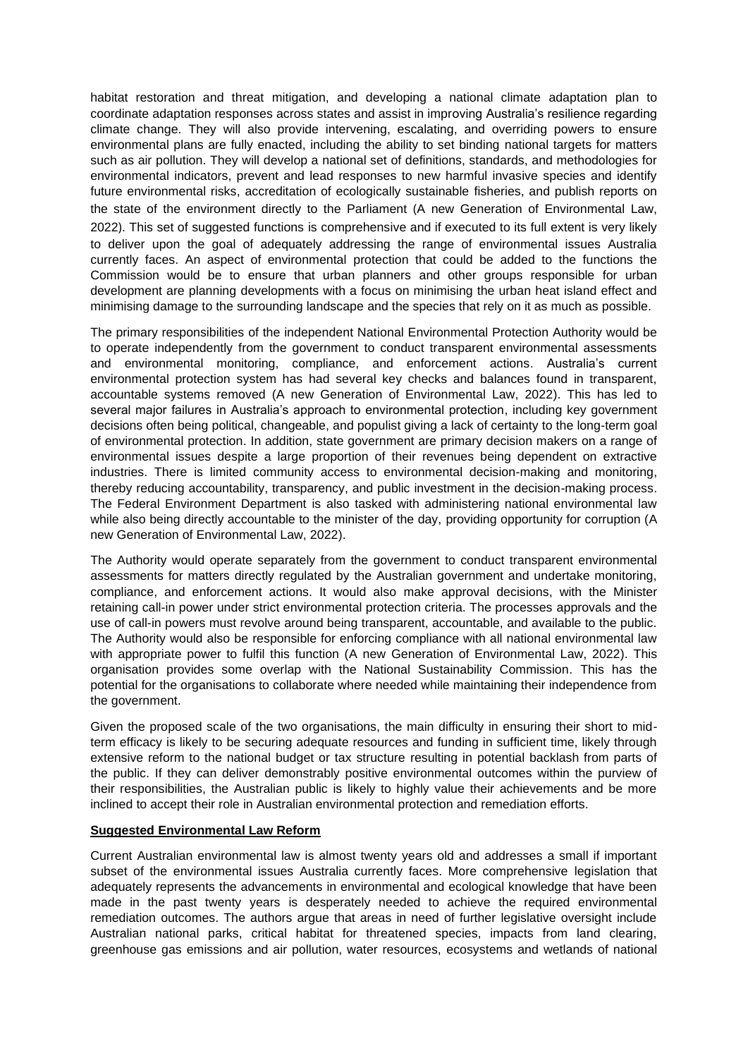habitat restoration and threat mitigation, and developing a national climate adaptation plan to coordinate adaptation responses across states and assist in improving Australia's resilience regarding climate change. They will also provide intervening, escalating, and overriding powers to ensure environmental plans are fully enacted, including the ability to set binding national targets for matters such as air pollution. They will develop a national set of definitions, standards, and methodologies for environmental indicators, prevent and lead responses to new harmful invasive species and identify future environmental risks, accreditation of ecologically sustainable fisheries, and publish reports on the state of the environment directly to the Parliament (A new Generation of Environmental Law, 2022). This set of suggested functions is comprehensive and if executed to its full extent is very likely to deliver upon the goal of adequately addressing the range of environmental issues Australia currently faces. An aspect of environmental protection that could be added to the functions the Commission would be to ensure that urban planners and other groups responsible for urban development are planning developments with a focus on minimising the urban heat island effect and minimising damage to the surrounding landscape and the species that rely on it as much as possible.

The primary responsibilities of the independent National Environmental Protection Authority would be to operate independently from the government to conduct transparent environmental assessments and environmental monitoring, compliance, and enforcement actions. Australia's current environmental protection system has had several key checks and balances found in transparent, accountable systems removed (A new Generation of Environmental Law, 2022). This has led to several major failures in Australia's approach to environmental protection, including key government decisions often being political, changeable, and populist giving a lack of certainty to the long-term goal of environmental protection. In addition, state government are primary decision makers on a range of environmental issues despite a large proportion of their revenues being dependent on extractive industries. There is limited community access to environmental decision-making and monitoring, thereby reducing accountability, transparency, and public investment in the decision-making process. The Federal Environment Department is also tasked with administering national environmental law while also being directly accountable to the minister of the day, providing opportunity for corruption (A new Generation of Environmental Law, 2022).

The Authority would operate separately from the government to conduct transparent environmental assessments for matters directly regulated by the Australian government and undertake monitoring, compliance, and enforcement actions. It would also make approval decisions, with the Minister retaining call-in power under strict environmental protection criteria. The processes approvals and the use of call-in powers must revolve around being transparent, accountable, and available to the public. The Authority would also be responsible for enforcing compliance with all national environmental law with appropriate power to fulfil this function (A new Generation of Environmental Law, 2022). This organisation provides some overlap with the National Sustainability Commission. This has the potential for the organisations to collaborate where needed while maintaining their independence from the government.

Given the proposed scale of the two organisations, the main difficulty in ensuring their short to mid-term efficacy is likely to be securing adequate resources and funding in sufficient time, likely through extensive reform to the national budget or tax structure resulting in potential backlash from parts of the public. If they can deliver demonstrably positive environmental outcomes within the purview of their responsibilities, the Australian public is likely to highly value their achievements and be more inclined to accept their role in Australian environmental protection and remediation efforts.

**Suggested Environmental Law Reform**

Current Australian environmental law is almost twenty years old and addresses a small if important subset of the environmental issues Australia currently faces. More comprehensive legislation that adequately represents the advancements in environmental and ecological knowledge that have been made in the past twenty years is desperately needed to achieve the required environmental remediation outcomes. The authors argue that areas in need of further legislative oversight include Australian national parks, critical habitat for threatened species, impacts from land clearing, greenhouse gas emissions and air pollution, water resources, ecosystems and wetlands of national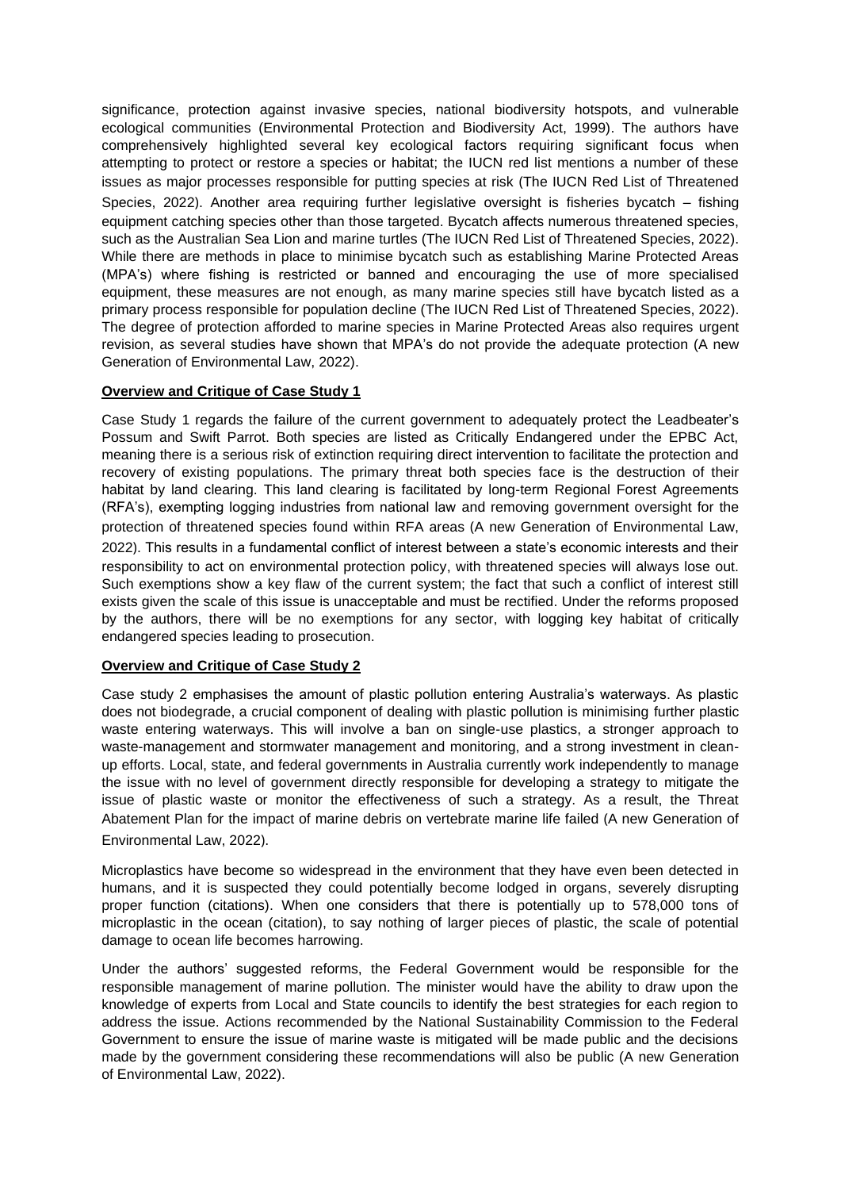significance, protection against invasive species, national biodiversity hotspots, and vulnerable ecological communities (Environmental Protection and Biodiversity Act, 1999). The authors have comprehensively highlighted several key ecological factors requiring significant focus when attempting to protect or restore a species or habitat; the IUCN red list mentions a number of these issues as major processes responsible for putting species at risk (The IUCN Red List of Threatened Species, 2022). Another area requiring further legislative oversight is fisheries bycatch – fishing equipment catching species other than those targeted. Bycatch affects numerous threatened species, such as the Australian Sea Lion and marine turtles (The IUCN Red List of Threatened Species, 2022). While there are methods in place to minimise bycatch such as establishing Marine Protected Areas (MPA's) where fishing is restricted or banned and encouraging the use of more specialised equipment, these measures are not enough, as many marine species still have bycatch listed as a primary process responsible for population decline (The IUCN Red List of Threatened Species, 2022). The degree of protection afforded to marine species in Marine Protected Areas also requires urgent revision, as several studies have shown that MPA's do not provide the adequate protection (A new Generation of Environmental Law, 2022).

**Overview and Critique of Case Study 1**

Case Study 1 regards the failure of the current government to adequately protect the Leadbeater's Possum and Swift Parrot. Both species are listed as Critically Endangered under the EPBC Act, meaning there is a serious risk of extinction requiring direct intervention to facilitate the protection and recovery of existing populations. The primary threat both species face is the destruction of their habitat by land clearing. This land clearing is facilitated by long-term Regional Forest Agreements (RFA's), exempting logging industries from national law and removing government oversight for the protection of threatened species found within RFA areas (A new Generation of Environmental Law, 2022). This results in a fundamental conflict of interest between a state's economic interests and their responsibility to act on environmental protection policy, with threatened species will always lose out. Such exemptions show a key flaw of the current system; the fact that such a conflict of interest still exists given the scale of this issue is unacceptable and must be rectified. Under the reforms proposed by the authors, there will be no exemptions for any sector, with logging key habitat of critically endangered species leading to prosecution.

**Overview and Critique of Case Study 2**

Case study 2 emphasises the amount of plastic pollution entering Australia's waterways. As plastic does not biodegrade, a crucial component of dealing with plastic pollution is minimising further plastic waste entering waterways. This will involve a ban on single-use plastics, a stronger approach to waste-management and stormwater management and monitoring, and a strong investment in clean-up efforts. Local, state, and federal governments in Australia currently work independently to manage the issue with no level of government directly responsible for developing a strategy to mitigate the issue of plastic waste or monitor the effectiveness of such a strategy. As a result, the Threat Abatement Plan for the impact of marine debris on vertebrate marine life failed (A new Generation of Environmental Law, 2022).

Microplastics have become so widespread in the environment that they have even been detected in humans, and it is suspected they could potentially become lodged in organs, severely disrupting proper function (citations). When one considers that there is potentially up to 578,000 tons of microplastic in the ocean (citation), to say nothing of larger pieces of plastic, the scale of potential damage to ocean life becomes harrowing.

Under the authors' suggested reforms, the Federal Government would be responsible for the responsible management of marine pollution. The minister would have the ability to draw upon the knowledge of experts from Local and State councils to identify the best strategies for each region to address the issue. Actions recommended by the National Sustainability Commission to the Federal Government to ensure the issue of marine waste is mitigated will be made public and the decisions made by the government considering these recommendations will also be public (A new Generation of Environmental Law, 2022).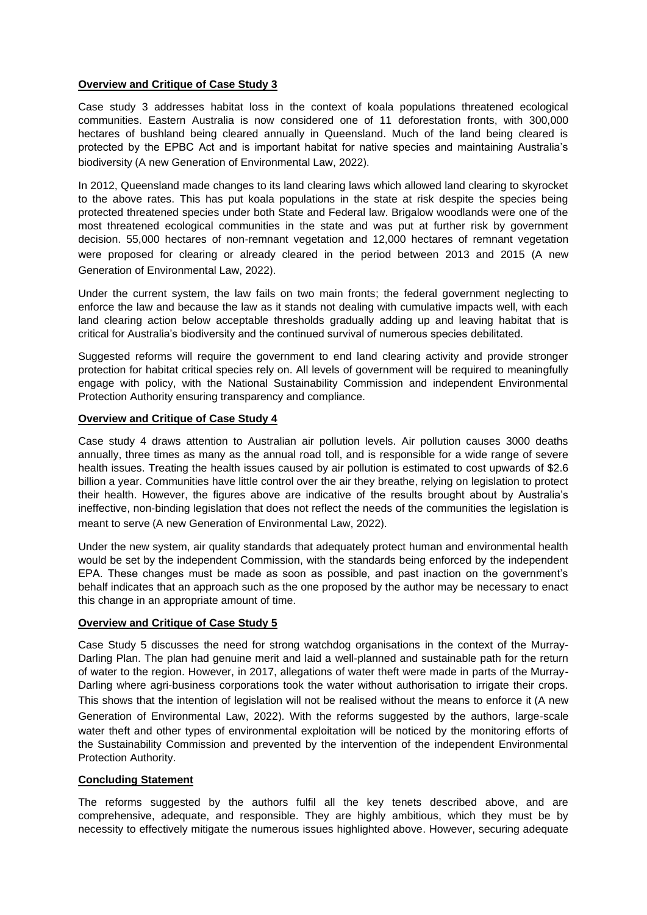## Overview and Critique of Case Study 3

Case study 3 addresses habitat loss in the context of koala populations threatened ecological communities. Eastern Australia is now considered one of 11 deforestation fronts, with 300,000 hectares of bushland being cleared annually in Queensland. Much of the land being cleared is protected by the EPBC Act and is important habitat for native species and maintaining Australia's biodiversity (A new Generation of Environmental Law, 2022).

In 2012, Queensland made changes to its land clearing laws which allowed land clearing to skyrocket to the above rates. This has put koala populations in the state at risk despite the species being protected threatened species under both State and Federal law. Brigalow woodlands were one of the most threatened ecological communities in the state and was put at further risk by government decision. 55,000 hectares of non-remnant vegetation and 12,000 hectares of remnant vegetation were proposed for clearing or already cleared in the period between 2013 and 2015 (A new Generation of Environmental Law, 2022).

Under the current system, the law fails on two main fronts; the federal government neglecting to enforce the law and because the law as it stands not dealing with cumulative impacts well, with each land clearing action below acceptable thresholds gradually adding up and leaving habitat that is critical for Australia's biodiversity and the continued survival of numerous species debilitated.

Suggested reforms will require the government to end land clearing activity and provide stronger protection for habitat critical species rely on. All levels of government will be required to meaningfully engage with policy, with the National Sustainability Commission and independent Environmental Protection Authority ensuring transparency and compliance.

## Overview and Critique of Case Study 4

Case study 4 draws attention to Australian air pollution levels. Air pollution causes 3000 deaths annually, three times as many as the annual road toll, and is responsible for a wide range of severe health issues. Treating the health issues caused by air pollution is estimated to cost upwards of $2.6 billion a year. Communities have little control over the air they breathe, relying on legislation to protect their health. However, the figures above are indicative of the results brought about by Australia's ineffective, non-binding legislation that does not reflect the needs of the communities the legislation is meant to serve (A new Generation of Environmental Law, 2022).

Under the new system, air quality standards that adequately protect human and environmental health would be set by the independent Commission, with the standards being enforced by the independent EPA. These changes must be made as soon as possible, and past inaction on the government's behalf indicates that an approach such as the one proposed by the author may be necessary to enact this change in an appropriate amount of time.

## Overview and Critique of Case Study 5

Case Study 5 discusses the need for strong watchdog organisations in the context of the Murray-Darling Plan. The plan had genuine merit and laid a well-planned and sustainable path for the return of water to the region. However, in 2017, allegations of water theft were made in parts of the Murray-Darling where agri-business corporations took the water without authorisation to irrigate their crops. This shows that the intention of legislation will not be realised without the means to enforce it (A new Generation of Environmental Law, 2022). With the reforms suggested by the authors, large-scale water theft and other types of environmental exploitation will be noticed by the monitoring efforts of the Sustainability Commission and prevented by the intervention of the independent Environmental Protection Authority.

## Concluding Statement

The reforms suggested by the authors fulfil all the key tenets described above, and are comprehensive, adequate, and responsible. They are highly ambitious, which they must be by necessity to effectively mitigate the numerous issues highlighted above. However, securing adequate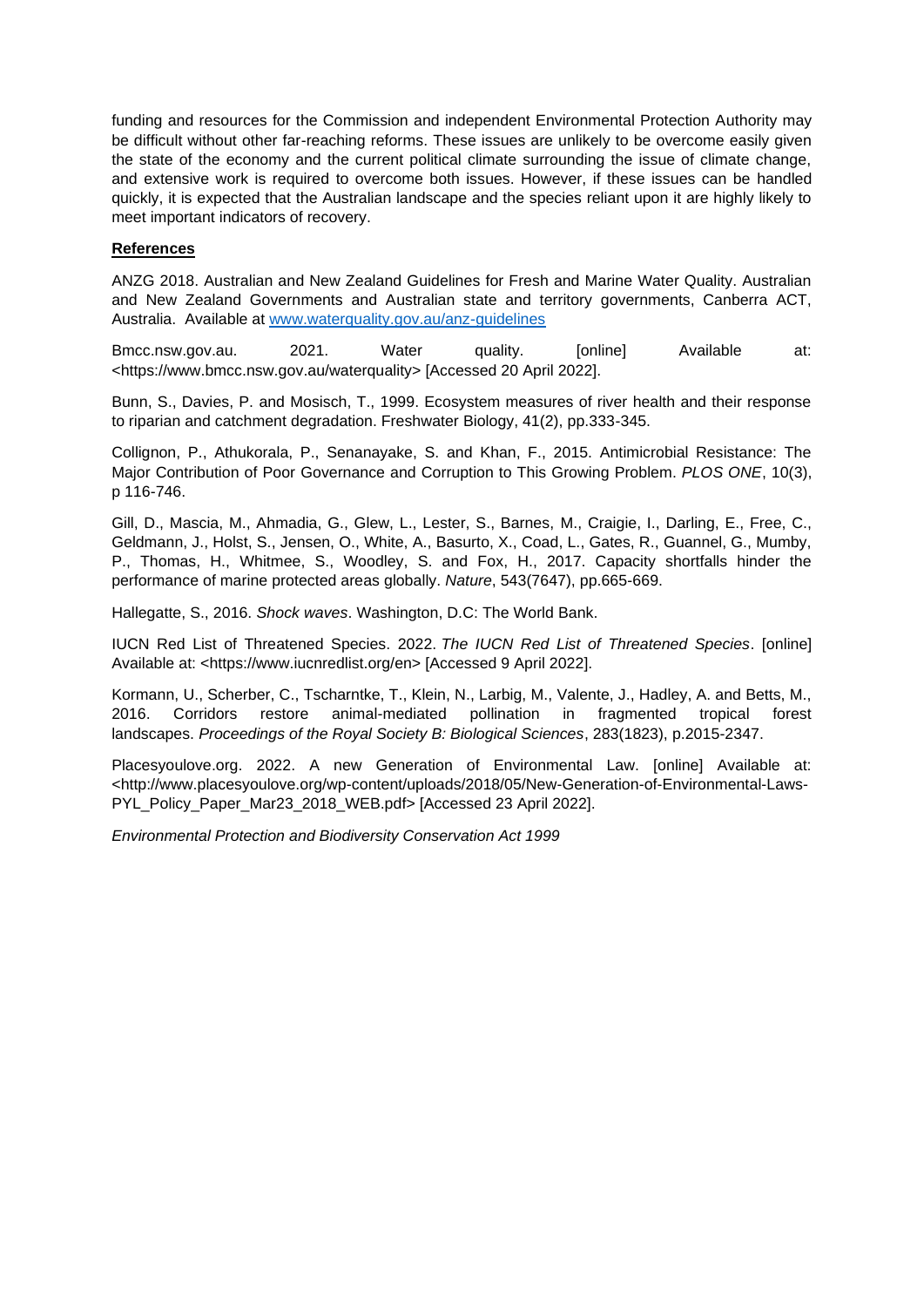funding and resources for the Commission and independent Environmental Protection Authority may be difficult without other far-reaching reforms. These issues are unlikely to be overcome easily given the state of the economy and the current political climate surrounding the issue of climate change, and extensive work is required to overcome both issues. However, if these issues can be handled quickly, it is expected that the Australian landscape and the species reliant upon it are highly likely to meet important indicators of recovery.

**References**

ANZG 2018. Australian and New Zealand Guidelines for Fresh and Marine Water Quality. Australian and New Zealand Governments and Australian state and territory governments, Canberra ACT, Australia. Available at [www.waterquality.gov.au/anz-guidelines](www.waterquality.gov.au/anz-guidelines)

Bmcc.nsw.gov.au. 2021. Water quality. [online] Available at: <https://www.bmcc.nsw.gov.au/waterquality> [Accessed 20 April 2022].

Bunn, S., Davies, P. and Mosisch, T., 1999. Ecosystem measures of river health and their response to riparian and catchment degradation. Freshwater Biology, 41(2), pp.333-345.

Collignon, P., Athukorala, P., Senanayake, S. and Khan, F., 2015. Antimicrobial Resistance: The Major Contribution of Poor Governance and Corruption to This Growing Problem. *PLOS ONE*, 10(3), p 116-746.

Gill, D., Mascia, M., Ahmadia, G., Glew, L., Lester, S., Barnes, M., Craigie, I., Darling, E., Free, C., Geldmann, J., Holst, S., Jensen, O., White, A., Basurto, X., Coad, L., Gates, R., Guannel, G., Mumby, P., Thomas, H., Whitmee, S., Woodley, S. and Fox, H., 2017. Capacity shortfalls hinder the performance of marine protected areas globally. *Nature*, 543(7647), pp.665-669.

Hallegatte, S., 2016. *Shock waves*. Washington, D.C: The World Bank.

IUCN Red List of Threatened Species. 2022. *The IUCN Red List of Threatened Species*. [online] Available at: <https://www.iucnredlist.org/en> [Accessed 9 April 2022].

Kormann, U., Scherber, C., Tscharntke, T., Klein, N., Larbig, M., Valente, J., Hadley, A. and Betts, M., 2016. Corridors restore animal-mediated pollination in fragmented tropical forest landscapes. *Proceedings of the Royal Society B: Biological Sciences*, 283(1823), p.2015-2347.

Placesyoulove.org. 2022. A new Generation of Environmental Law. [online] Available at: <http://www.placesyoulove.org/wp-content/uploads/2018/05/New-Generation-of-Environmental-Laws-PYL_Policy_Paper_Mar23_2018_WEB.pdf> [Accessed 23 April 2022].

*Environmental Protection and Biodiversity Conservation Act 1999*